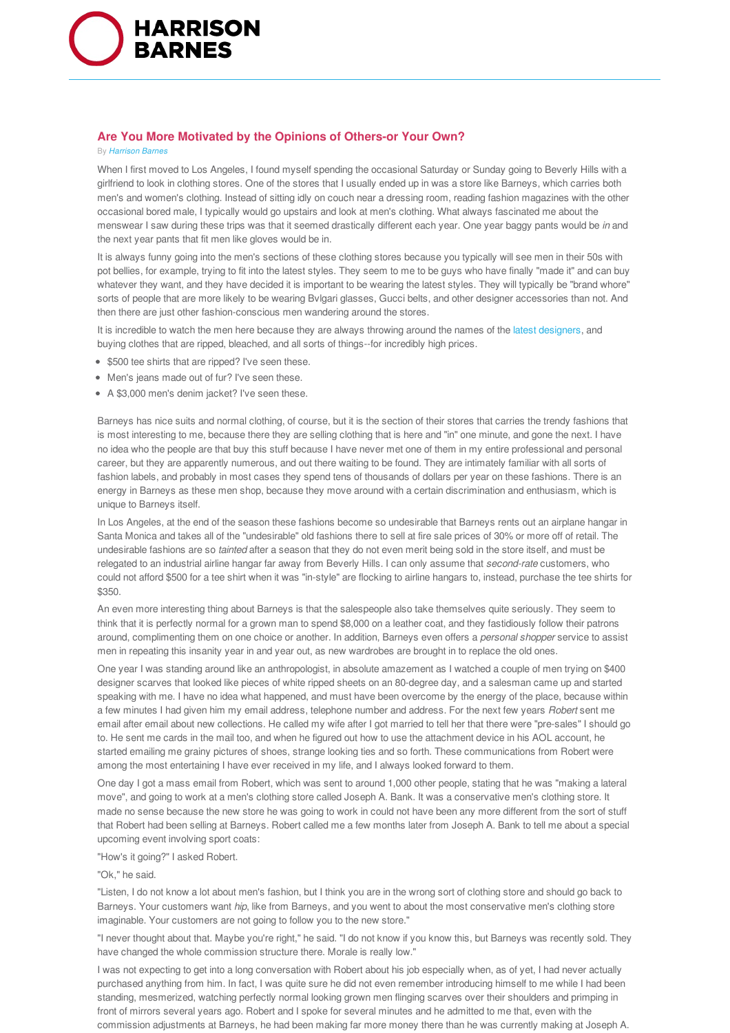# Are You More Motivated by the Opinions of Others-or Your Own?

By *Harrison Barnes*

When I first moved to Los Angeles, I found myself spending the occasional Saturday or Sunday going to Beverly Hills with a girlfriend to look in clothing stores. One of the stores that I usually ended up in was a store like Barneys, which carries both men's and women's clothing. Instead of sitting idly on couch near a dressing room, reading fashion magazines with the other occasional bored male, I typically would go upstairs and look at men's clothing. What always fascinated me about the menswear I saw during these trips was that it seemed drastically different each year. One year baggy pants would be *in* and the next year pants that fit men like gloves would be in.

It is always funny going into the men's sections of these clothing stores because you typically will see men in their 50s with pot bellies, for example, trying to fit into the latest styles. They seem to me to be guys who have finally "made it" and can buy whatever they want, and they have decided it is important to be wearing the latest styles. They will typically be "brand whore" sorts of people that are more likely to be wearing Bvlgari glasses, Gucci belts, and other designer accessories than not. And then there are just other fashion-conscious men wandering around the stores.

It is incredible to watch the men here because they are always throwing around the names of the latest designers, and buying clothes that are ripped, bleached, and all sorts of things--for incredibly high prices.

- $500 tee shirts that are ripped? I've seen these.
- Men's jeans made out of fur? I've seen these.
- A $3,000 men's denim jacket? I've seen these.

Barneys has nice suits and normal clothing, of course, but it is the section of their stores that carries the trendy fashions that is most interesting to me, because there they are selling clothing that is here and "in" one minute, and gone the next. I have no idea who the people are that buy this stuff because I have never met one of them in my entire professional and personal career, but they are apparently numerous, and out there waiting to be found. They are intimately familiar with all sorts of fashion labels, and probably in most cases they spend tens of thousands of dollars per year on these fashions. There is an energy in Barneys as these men shop, because they move around with a certain discrimination and enthusiasm, which is unique to Barneys itself.

In Los Angeles, at the end of the season these fashions become so undesirable that Barneys rents out an airplane hangar in Santa Monica and takes all of the "undesirable" old fashions there to sell at fire sale prices of 30% or more off of retail. The undesirable fashions are so *tainted* after a season that they do not even merit being sold in the store itself, and must be relegated to an industrial airline hangar far away from Beverly Hills. I can only assume that *second-rate* customers, who could not afford $500 for a tee shirt when it was "in-style" are flocking to airline hangars to, instead, purchase the tee shirts for $350.

An even more interesting thing about Barneys is that the salespeople also take themselves quite seriously. They seem to think that it is perfectly normal for a grown man to spend $8,000 on a leather coat, and they fastidiously follow their patrons around, complimenting them on one choice or another. In addition, Barneys even offers a *personal shopper* service to assist men in repeating this insanity year in and year out, as new wardrobes are brought in to replace the old ones.

One year I was standing around like an anthropologist, in absolute amazement as I watched a couple of men trying on $400 designer scarves that looked like pieces of white ripped sheets on an 80-degree day, and a salesman came up and started speaking with me. I have no idea what happened, and must have been overcome by the energy of the place, because within a few minutes I had given him my email address, telephone number and address. For the next few years *Robert* sent me email after email about new collections. He called my wife after I got married to tell her that there were "pre-sales" I should go to. He sent me cards in the mail too, and when he figured out how to use the attachment device in his AOL account, he started emailing me grainy pictures of shoes, strange looking ties and so forth. These communications from Robert were among the most entertaining I have ever received in my life, and I always looked forward to them.

One day I got a mass email from Robert, which was sent to around 1,000 other people, stating that he was "making a lateral move", and going to work at a men's clothing store called Joseph A. Bank. It was a conservative men's clothing store. It made no sense because the new store he was going to work in could not have been any more different from the sort of stuff that Robert had been selling at Barneys. Robert called me a few months later from Joseph A. Bank to tell me about a special upcoming event involving sport coats:

"How's it going?" I asked Robert.

"Ok," he said.

"Listen, I do not know a lot about men's fashion, but I think you are in the wrong sort of clothing store and should go back to Barneys. Your customers want *hip*, like from Barneys, and you went to about the most conservative men's clothing store imaginable. Your customers are not going to follow you to the new store."

"I never thought about that. Maybe you're right," he said. "I do not know if you know this, but Barneys was recently sold. They have changed the whole commission structure there. Morale is really low."

I was not expecting to get into a long conversation with Robert about his job especially when, as of yet, I had never actually purchased anything from him. In fact, I was quite sure he did not even remember introducing himself to me while I had been standing, mesmerized, watching perfectly normal looking grown men flinging scarves over their shoulders and primping in front of mirrors several years ago. Robert and I spoke for several minutes and he admitted to me that, even with the commission adjustments at Barneys, he had been making far more money there than he was currently making at Joseph A.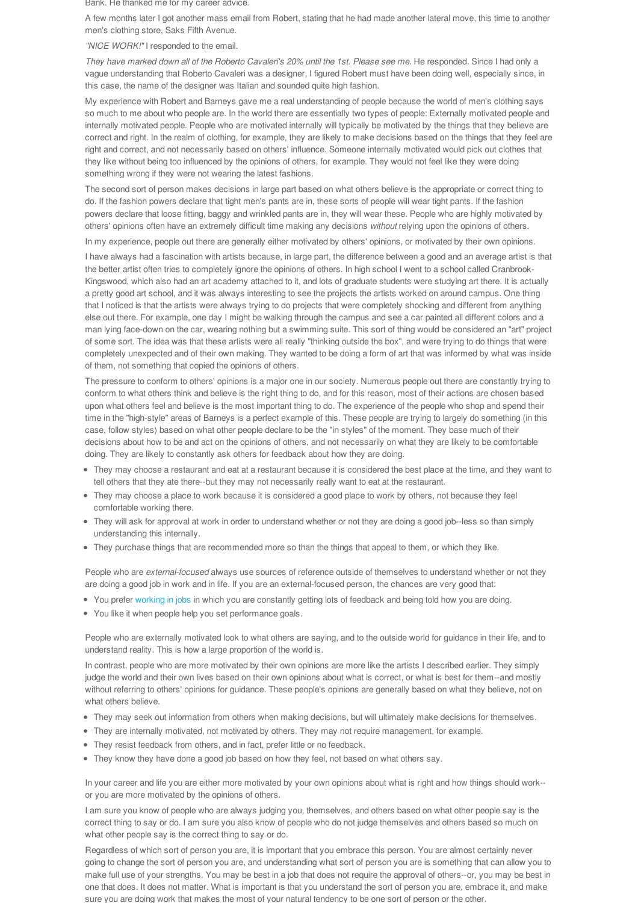Bank. He thanked me for my career advice.

A few months later I got another mass email from Robert, stating that he had made another lateral move, this time to another men's clothing store, Saks Fifth Avenue.

*"NICE WORK!"* I responded to the email.

*They have marked down all of the Roberto Cavaleri's 20% until the 1st. Please see me.* He responded. Since I had only a vague understanding that Roberto Cavaleri was a designer, I figured Robert must have been doing well, especially since, in this case, the name of the designer was Italian and sounded quite high fashion.

My experience with Robert and Barneys gave me a real understanding of people because the world of men's clothing says so much to me about who people are. In the world there are essentially two types of people: Externally motivated people and internally motivated people. People who are motivated internally will typically be motivated by the things that they believe are correct and right. In the realm of clothing, for example, they are likely to make decisions based on the things that they feel are right and correct, and not necessarily based on others' influence. Someone internally motivated would pick out clothes that they like without being too influenced by the opinions of others, for example. They would not feel like they were doing something wrong if they were not wearing the latest fashions.

The second sort of person makes decisions in large part based on what others believe is the appropriate or correct thing to do. If the fashion powers declare that tight men's pants are in, these sorts of people will wear tight pants. If the fashion powers declare that loose fitting, baggy and wrinkled pants are in, they will wear these. People who are highly motivated by others' opinions often have an extremely difficult time making any decisions *without* relying upon the opinions of others.

In my experience, people out there are generally either motivated by others' opinions, or motivated by their own opinions.

I have always had a fascination with artists because, in large part, the difference between a good and an average artist is that the better artist often tries to completely ignore the opinions of others. In high school I went to a school called Cranbrook-Kingswood, which also had an art academy attached to it, and lots of graduate students were studying art there. It is actually a pretty good art school, and it was always interesting to see the projects the artists worked on around campus. One thing that I noticed is that the artists were always trying to do projects that were completely shocking and different from anything else out there. For example, one day I might be walking through the campus and see a car painted all different colors and a man lying face-down on the car, wearing nothing but a swimming suite. This sort of thing would be considered an "art" project of some sort. The idea was that these artists were all really "thinking outside the box", and were trying to do things that were completely unexpected and of their own making. They wanted to be doing a form of art that was informed by what was inside of them, not something that copied the opinions of others.

The pressure to conform to others' opinions is a major one in our society. Numerous people out there are constantly trying to conform to what others think and believe is the right thing to do, and for this reason, most of their actions are chosen based upon what others feel and believe is the most important thing to do. The experience of the people who shop and spend their time in the "high-style" areas of Barneys is a perfect example of this. These people are trying to largely do something (in this case, follow styles) based on what other people declare to be the "in styles" of the moment. They base much of their decisions about how to be and act on the opinions of others, and not necessarily on what they are likely to be comfortable doing. They are likely to constantly ask others for feedback about how they are doing.

- They may choose a restaurant and eat at a restaurant because it is considered the best place at the time, and they want to tell others that they ate there--but they may not necessarily really want to eat at the restaurant.
- They may choose a place to work because it is considered a good place to work by others, not because they feel comfortable working there.
- They will ask for approval at work in order to understand whether or not they are doing a good job--less so than simply understanding this internally.
- They purchase things that are recommended more so than the things that appeal to them, or which they like.

People who are *external-focused* always use sources of reference outside of themselves to understand whether or not they are doing a good job in work and in life. If you are an external-focused person, the chances are very good that:

- You prefer working in jobs in which you are constantly getting lots of feedback and being told how you are doing.
- You like it when people help you set performance goals.

People who are externally motivated look to what others are saying, and to the outside world for guidance in their life, and to understand reality. This is how a large proportion of the world is.

In contrast, people who are more motivated by their own opinions are more like the artists I described earlier. They simply judge the world and their own lives based on their own opinions about what is correct, or what is best for them--and mostly without referring to others' opinions for guidance. These people's opinions are generally based on what they believe, not on what others believe.

- They may seek out information from others when making decisions, but will ultimately make decisions for themselves.
- They are internally motivated, not motivated by others. They may not require management, for example.
- They resist feedback from others, and in fact, prefer little or no feedback.
- They know they have done a good job based on how they feel, not based on what others say.

In your career and life you are either more motivated by your own opinions about what is right and how things should work--or you are more motivated by the opinions of others.

I am sure you know of people who are always judging you, themselves, and others based on what other people say is the correct thing to say or do. I am sure you also know of people who do not judge themselves and others based so much on what other people say is the correct thing to say or do.

Regardless of which sort of person you are, it is important that you embrace this person. You are almost certainly never going to change the sort of person you are, and understanding what sort of person you are is something that can allow you to make full use of your strengths. You may be best in a job that does not require the approval of others--or, you may be best in one that does. It does not matter. What is important is that you understand the sort of person you are, embrace it, and make sure you are doing work that makes the most of your natural tendency to be one sort of person or the other.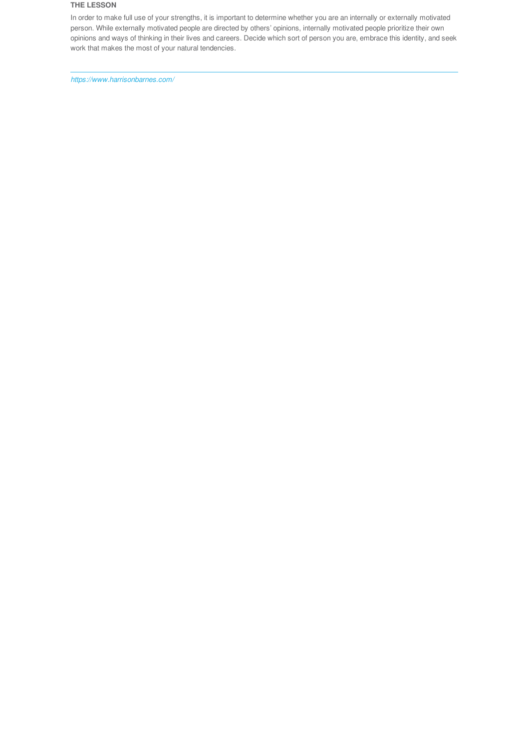### THE LESSON

In order to make full use of your strengths, it is important to determine whether you are an internally or externally motivated person. While externally motivated people are directed by others' opinions, internally motivated people prioritize their own opinions and ways of thinking in their lives and careers. Decide which sort of person you are, embrace this identity, and seek work that makes the most of your natural tendencies.

---

*https://www.harrisonbarnes.com/*